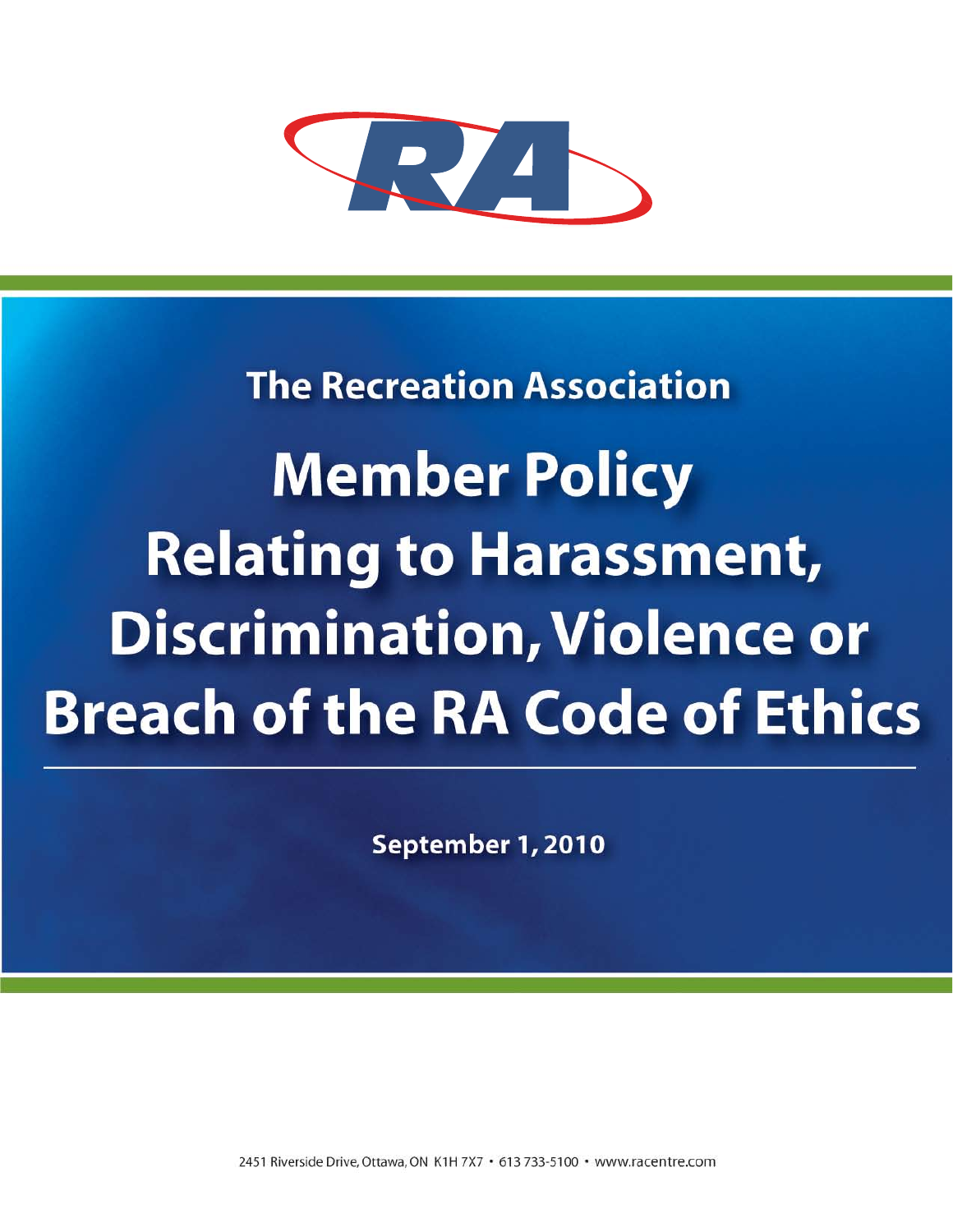RA

The Recreation Association

# Member Policy Relating to Harassment, Discrimination, Violence or Breach of the RA Code of Ethics

September 1, 2010

2451 Riverside Drive, Ottawa, ON K1H 7X7 • 613 733-5100 • www.racentre.com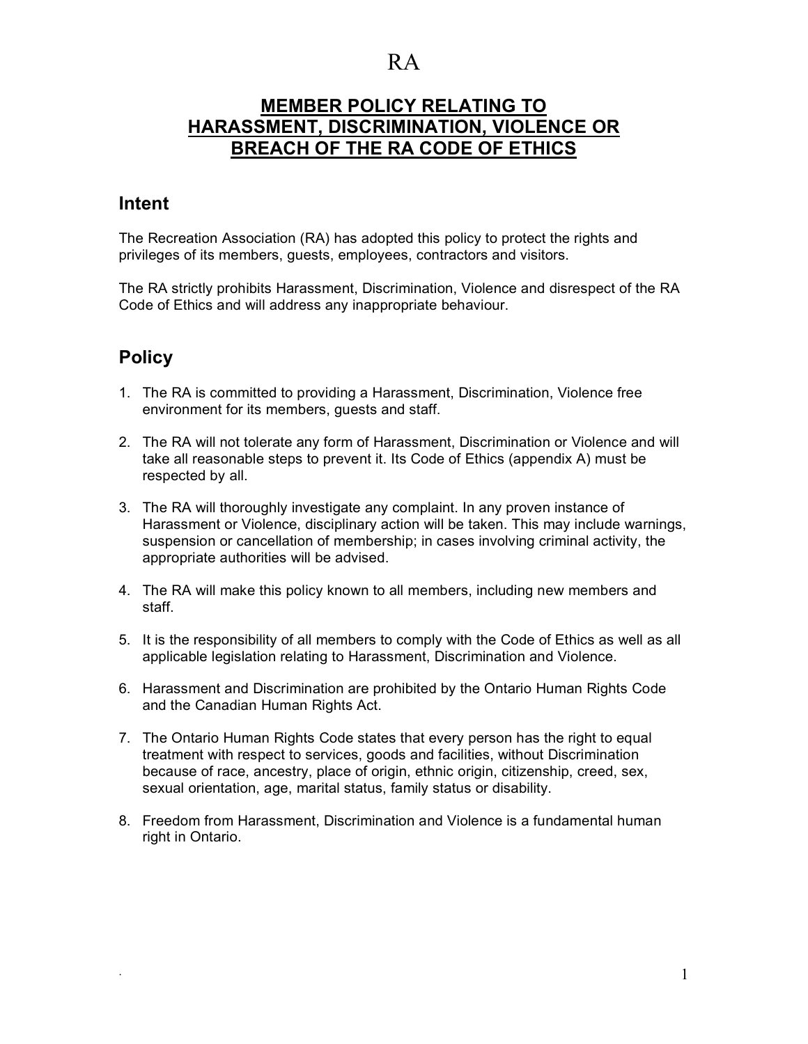## MEMBER POLICY RELATING TO HARASSMENT, DISCRIMINATION, VIOLENCE OR BREACH OF THE RA CODE OF ETHICS

## Intent

The Recreation Association (RA) has adopted this policy to protect the rights and privileges of its members, guests, employees, contractors and visitors.

The RA strictly prohibits Harassment, Discrimination, Violence and disrespect of the RA Code of Ethics and will address any inappropriate behaviour.

## Policy

1. The RA is committed to providing a Harassment, Discrimination, Violence free environment for its members, guests and staff.

2. The RA will not tolerate any form of Harassment, Discrimination or Violence and will take all reasonable steps to prevent it. Its Code of Ethics (appendix A) must be respected by all.

3. The RA will thoroughly investigate any complaint. In any proven instance of Harassment or Violence, disciplinary action will be taken. This may include warnings, suspension or cancellation of membership; in cases involving criminal activity, the appropriate authorities will be advised.

4. The RA will make this policy known to all members, including new members and staff.

5. It is the responsibility of all members to comply with the Code of Ethics as well as all applicable legislation relating to Harassment, Discrimination and Violence.

6. Harassment and Discrimination are prohibited by the Ontario Human Rights Code and the Canadian Human Rights Act.

7. The Ontario Human Rights Code states that every person has the right to equal treatment with respect to services, goods and facilities, without Discrimination because of race, ancestry, place of origin, ethnic origin, citizenship, creed, sex, sexual orientation, age, marital status, family status or disability.

8. Freedom from Harassment, Discrimination and Violence is a fundamental human right in Ontario.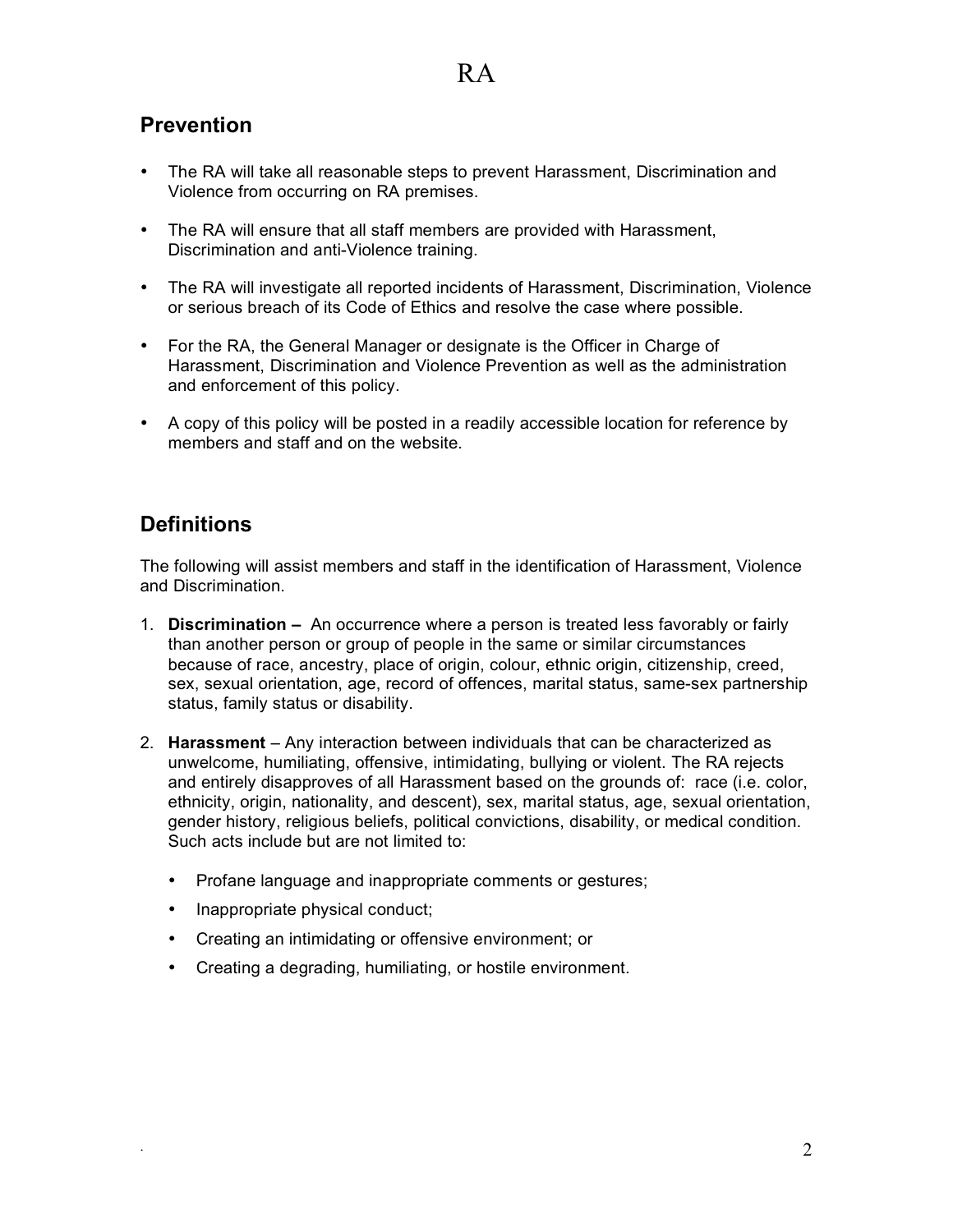## Prevention

- The RA will take all reasonable steps to prevent Harassment, Discrimination and Violence from occurring on RA premises.
- The RA will ensure that all staff members are provided with Harassment, Discrimination and anti-Violence training.
- The RA will investigate all reported incidents of Harassment, Discrimination, Violence or serious breach of its Code of Ethics and resolve the case where possible.
- For the RA, the General Manager or designate is the Officer in Charge of Harassment, Discrimination and Violence Prevention as well as the administration and enforcement of this policy.
- A copy of this policy will be posted in a readily accessible location for reference by members and staff and on the website.

## Definitions

The following will assist members and staff in the identification of Harassment, Violence and Discrimination.

1. **Discrimination –** An occurrence where a person is treated less favorably or fairly than another person or group of people in the same or similar circumstances because of race, ancestry, place of origin, colour, ethnic origin, citizenship, creed, sex, sexual orientation, age, record of offences, marital status, same-sex partnership status, family status or disability.
2. **Harassment** – Any interaction between individuals that can be characterized as unwelcome, humiliating, offensive, intimidating, bullying or violent. The RA rejects and entirely disapproves of all Harassment based on the grounds of: race (i.e. color, ethnicity, origin, nationality, and descent), sex, marital status, age, sexual orientation, gender history, religious beliefs, political convictions, disability, or medical condition. Such acts include but are not limited to:
    - Profane language and inappropriate comments or gestures;
    - Inappropriate physical conduct;
    - Creating an intimidating or offensive environment; or
    - Creating a degrading, humiliating, or hostile environment.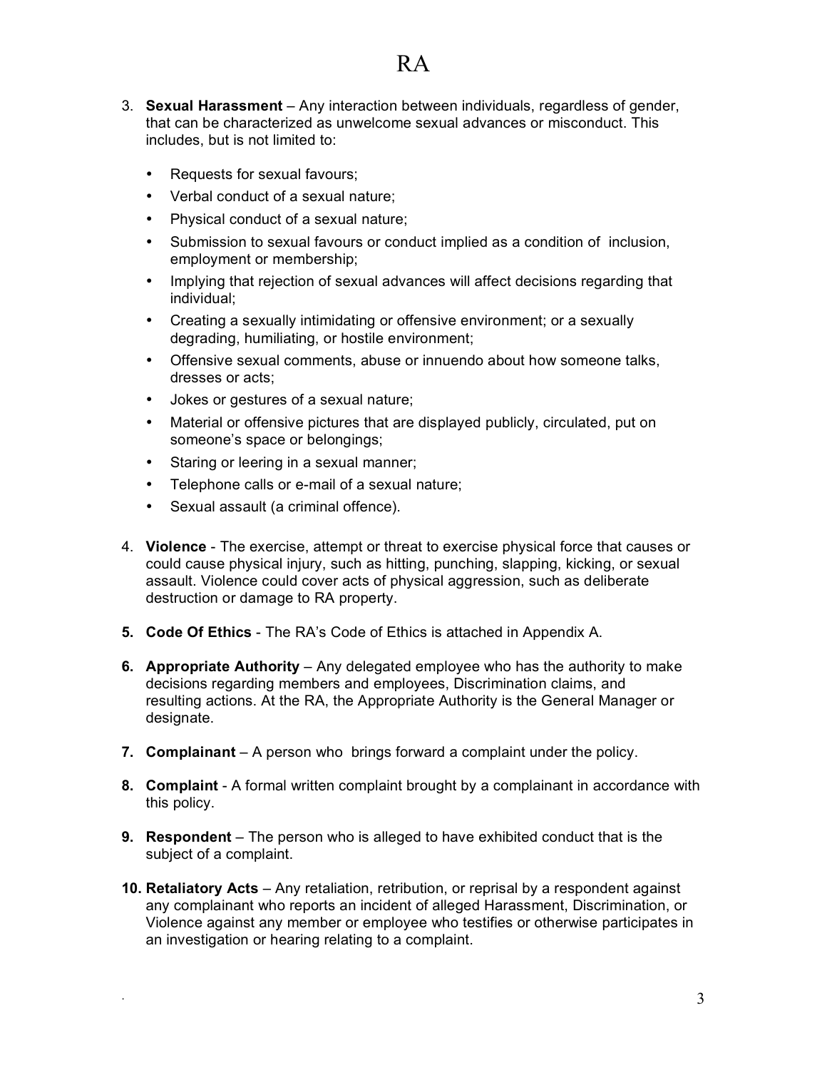3. **Sexual Harassment** – Any interaction between individuals, regardless of gender, that can be characterized as unwelcome sexual advances or misconduct. This includes, but is not limited to:

    - Requests for sexual favours;
    - Verbal conduct of a sexual nature;
    - Physical conduct of a sexual nature;
    - Submission to sexual favours or conduct implied as a condition of inclusion, employment or membership;
    - Implying that rejection of sexual advances will affect decisions regarding that individual;
    - Creating a sexually intimidating or offensive environment; or a sexually degrading, humiliating, or hostile environment;
    - Offensive sexual comments, abuse or innuendo about how someone talks, dresses or acts;
    - Jokes or gestures of a sexual nature;
    - Material or offensive pictures that are displayed publicly, circulated, put on someone's space or belongings;
    - Staring or leering in a sexual manner;
    - Telephone calls or e-mail of a sexual nature;
    - Sexual assault (a criminal offence).

4. **Violence** - The exercise, attempt or threat to exercise physical force that causes or could cause physical injury, such as hitting, punching, slapping, kicking, or sexual assault. Violence could cover acts of physical aggression, such as deliberate destruction or damage to RA property.

5. **Code Of Ethics** - The RA's Code of Ethics is attached in Appendix A.

6. **Appropriate Authority** – Any delegated employee who has the authority to make decisions regarding members and employees, Discrimination claims, and resulting actions. At the RA, the Appropriate Authority is the General Manager or designate.

7. **Complainant** – A person who brings forward a complaint under the policy.

8. **Complaint** - A formal written complaint brought by a complainant in accordance with this policy.

9. **Respondent** – The person who is alleged to have exhibited conduct that is the subject of a complaint.

10. **Retaliatory Acts** – Any retaliation, retribution, or reprisal by a respondent against any complainant who reports an incident of alleged Harassment, Discrimination, or Violence against any member or employee who testifies or otherwise participates in an investigation or hearing relating to a complaint.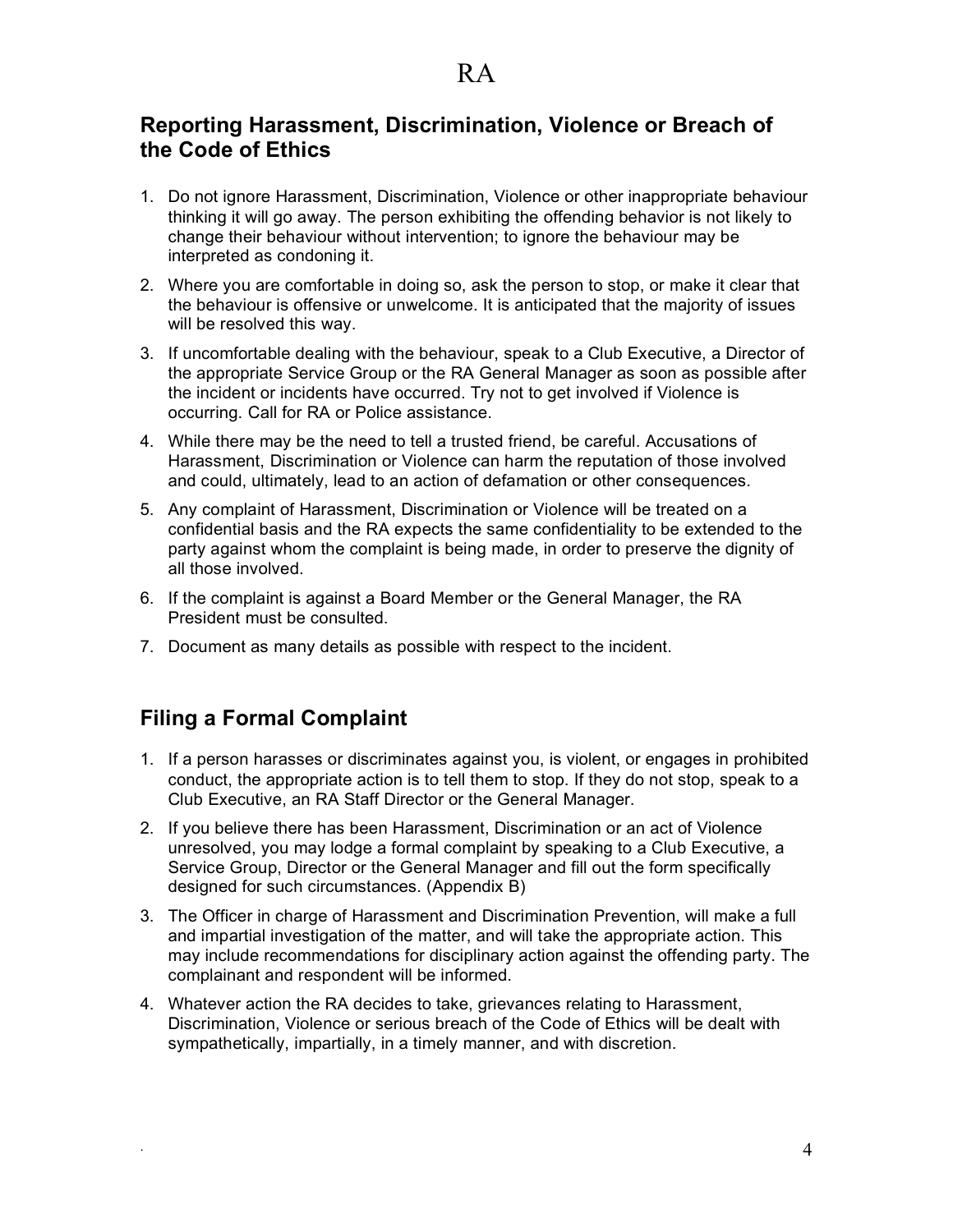## Reporting Harassment, Discrimination, Violence or Breach of the Code of Ethics

1. Do not ignore Harassment, Discrimination, Violence or other inappropriate behaviour thinking it will go away. The person exhibiting the offending behavior is not likely to change their behaviour without intervention; to ignore the behaviour may be interpreted as condoning it.
2. Where you are comfortable in doing so, ask the person to stop, or make it clear that the behaviour is offensive or unwelcome. It is anticipated that the majority of issues will be resolved this way.
3. If uncomfortable dealing with the behaviour, speak to a Club Executive, a Director of the appropriate Service Group or the RA General Manager as soon as possible after the incident or incidents have occurred. Try not to get involved if Violence is occurring. Call for RA or Police assistance.
4. While there may be the need to tell a trusted friend, be careful. Accusations of Harassment, Discrimination or Violence can harm the reputation of those involved and could, ultimately, lead to an action of defamation or other consequences.
5. Any complaint of Harassment, Discrimination or Violence will be treated on a confidential basis and the RA expects the same confidentiality to be extended to the party against whom the complaint is being made, in order to preserve the dignity of all those involved.
6. If the complaint is against a Board Member or the General Manager, the RA President must be consulted.
7. Document as many details as possible with respect to the incident.

## Filing a Formal Complaint

1. If a person harasses or discriminates against you, is violent, or engages in prohibited conduct, the appropriate action is to tell them to stop. If they do not stop, speak to a Club Executive, an RA Staff Director or the General Manager.
2. If you believe there has been Harassment, Discrimination or an act of Violence unresolved, you may lodge a formal complaint by speaking to a Club Executive, a Service Group, Director or the General Manager and fill out the form specifically designed for such circumstances. (Appendix B)
3. The Officer in charge of Harassment and Discrimination Prevention, will make a full and impartial investigation of the matter, and will take the appropriate action. This may include recommendations for disciplinary action against the offending party. The complainant and respondent will be informed.
4. Whatever action the RA decides to take, grievances relating to Harassment, Discrimination, Violence or serious breach of the Code of Ethics will be dealt with sympathetically, impartially, in a timely manner, and with discretion.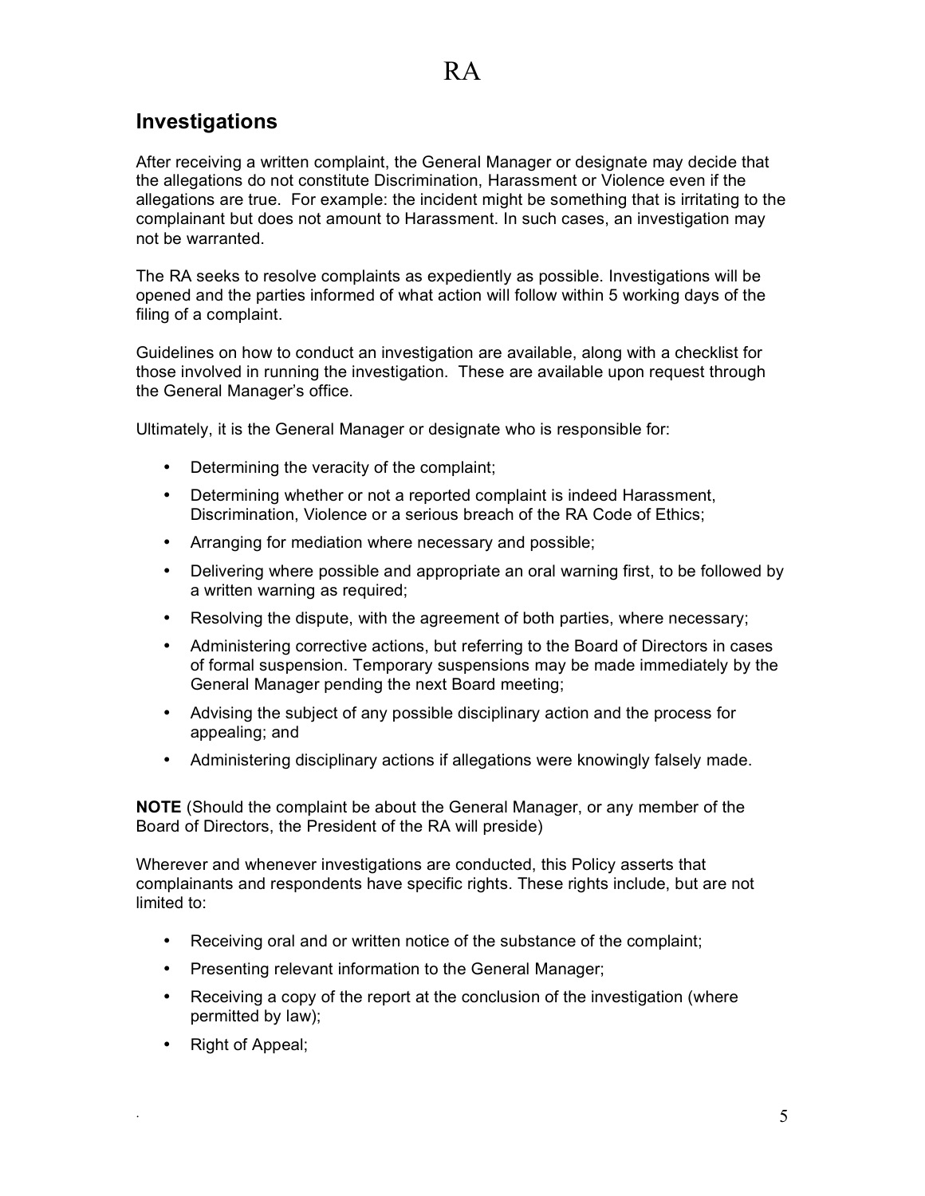## Investigations

After receiving a written complaint, the General Manager or designate may decide that the allegations do not constitute Discrimination, Harassment or Violence even if the allegations are true. For example: the incident might be something that is irritating to the complainant but does not amount to Harassment. In such cases, an investigation may not be warranted.

The RA seeks to resolve complaints as expediently as possible. Investigations will be opened and the parties informed of what action will follow within 5 working days of the filing of a complaint.

Guidelines on how to conduct an investigation are available, along with a checklist for those involved in running the investigation. These are available upon request through the General Manager's office.

Ultimately, it is the General Manager or designate who is responsible for:

- Determining the veracity of the complaint;
- Determining whether or not a reported complaint is indeed Harassment, Discrimination, Violence or a serious breach of the RA Code of Ethics;
- Arranging for mediation where necessary and possible;
- Delivering where possible and appropriate an oral warning first, to be followed by a written warning as required;
- Resolving the dispute, with the agreement of both parties, where necessary;
- Administering corrective actions, but referring to the Board of Directors in cases of formal suspension. Temporary suspensions may be made immediately by the General Manager pending the next Board meeting;
- Advising the subject of any possible disciplinary action and the process for appealing; and
- Administering disciplinary actions if allegations were knowingly falsely made.

**NOTE** (Should the complaint be about the General Manager, or any member of the Board of Directors, the President of the RA will preside)

Wherever and whenever investigations are conducted, this Policy asserts that complainants and respondents have specific rights. These rights include, but are not limited to:

- Receiving oral and or written notice of the substance of the complaint;
- Presenting relevant information to the General Manager;
- Receiving a copy of the report at the conclusion of the investigation (where permitted by law);
- Right of Appeal;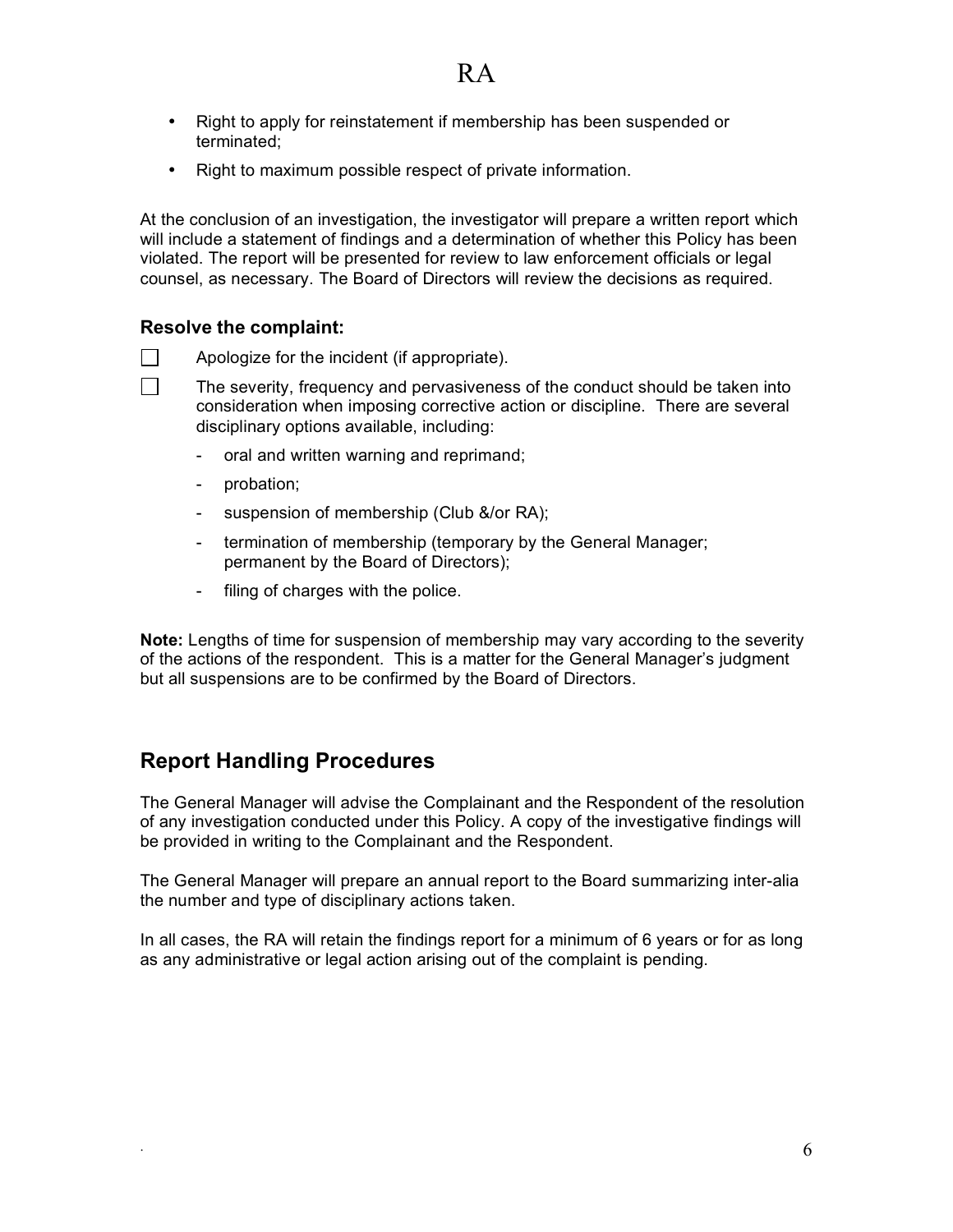- Right to apply for reinstatement if membership has been suspended or terminated;
- Right to maximum possible respect of private information.

At the conclusion of an investigation, the investigator will prepare a written report which will include a statement of findings and a determination of whether this Policy has been violated. The report will be presented for review to law enforcement officials or legal counsel, as necessary. The Board of Directors will review the decisions as required.

### Resolve the complaint:

- [ ] Apologize for the incident (if appropriate).
- [ ] The severity, frequency and pervasiveness of the conduct should be taken into consideration when imposing corrective action or discipline. There are several disciplinary options available, including:
    - oral and written warning and reprimand;
    - probation;
    - suspension of membership (Club &/or RA);
    - termination of membership (temporary by the General Manager; permanent by the Board of Directors);
    - filing of charges with the police.

**Note:** Lengths of time for suspension of membership may vary according to the severity of the actions of the respondent. This is a matter for the General Manager's judgment but all suspensions are to be confirmed by the Board of Directors.

## Report Handling Procedures

The General Manager will advise the Complainant and the Respondent of the resolution of any investigation conducted under this Policy. A copy of the investigative findings will be provided in writing to the Complainant and the Respondent.

The General Manager will prepare an annual report to the Board summarizing inter-alia the number and type of disciplinary actions taken.

In all cases, the RA will retain the findings report for a minimum of 6 years or for as long as any administrative or legal action arising out of the complaint is pending.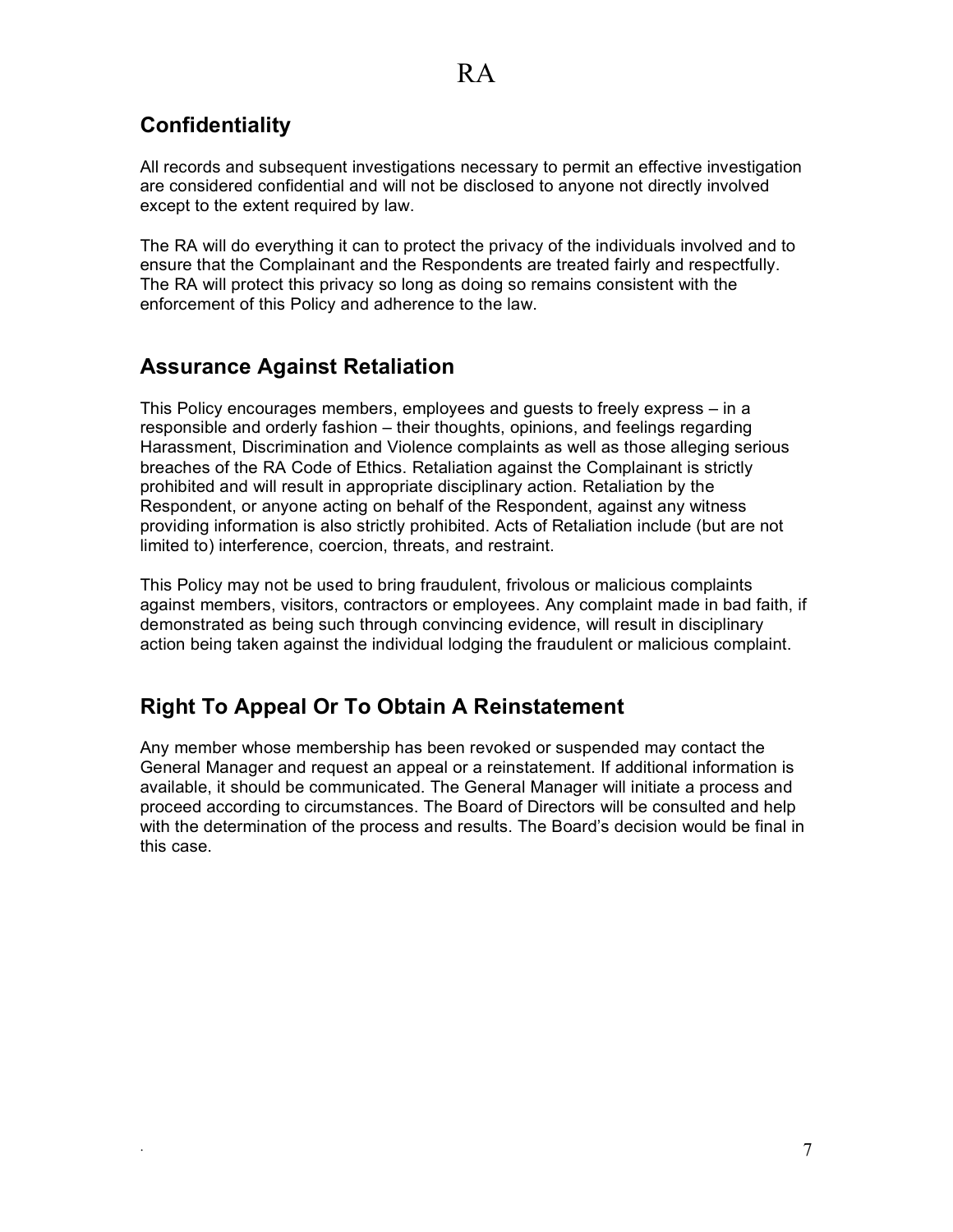## Confidentiality

All records and subsequent investigations necessary to permit an effective investigation are considered confidential and will not be disclosed to anyone not directly involved except to the extent required by law.

The RA will do everything it can to protect the privacy of the individuals involved and to ensure that the Complainant and the Respondents are treated fairly and respectfully. The RA will protect this privacy so long as doing so remains consistent with the enforcement of this Policy and adherence to the law.

## Assurance Against Retaliation

This Policy encourages members, employees and guests to freely express – in a responsible and orderly fashion – their thoughts, opinions, and feelings regarding Harassment, Discrimination and Violence complaints as well as those alleging serious breaches of the RA Code of Ethics. Retaliation against the Complainant is strictly prohibited and will result in appropriate disciplinary action. Retaliation by the Respondent, or anyone acting on behalf of the Respondent, against any witness providing information is also strictly prohibited. Acts of Retaliation include (but are not limited to) interference, coercion, threats, and restraint.

This Policy may not be used to bring fraudulent, frivolous or malicious complaints against members, visitors, contractors or employees. Any complaint made in bad faith, if demonstrated as being such through convincing evidence, will result in disciplinary action being taken against the individual lodging the fraudulent or malicious complaint.

## Right To Appeal Or To Obtain A Reinstatement

Any member whose membership has been revoked or suspended may contact the General Manager and request an appeal or a reinstatement. If additional information is available, it should be communicated. The General Manager will initiate a process and proceed according to circumstances. The Board of Directors will be consulted and help with the determination of the process and results. The Board's decision would be final in this case.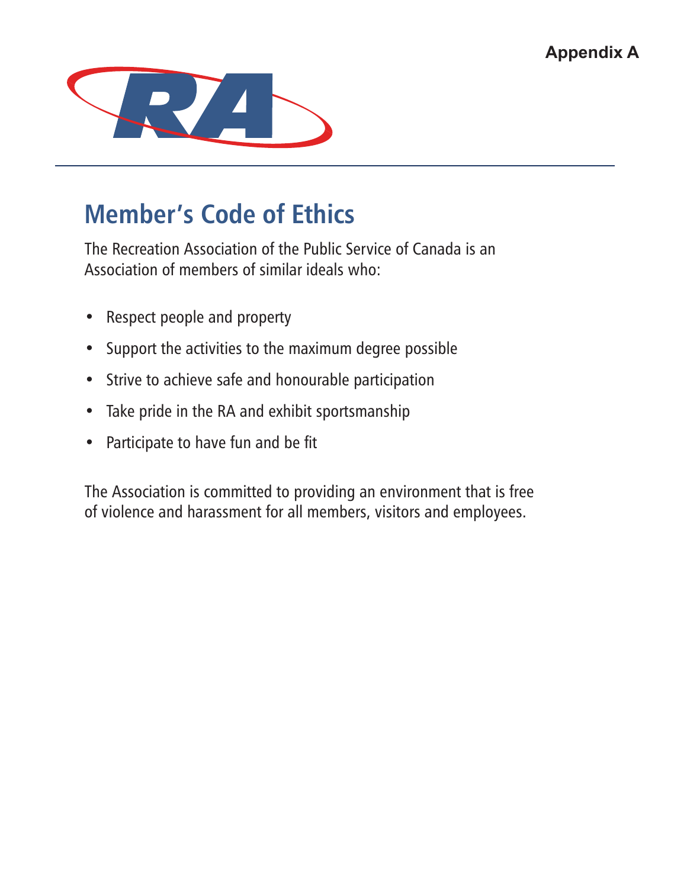**Appendix A**

# Member's Code of Ethics

The Recreation Association of the Public Service of Canada is an Association of members of similar ideals who:

- Respect people and property
- Support the activities to the maximum degree possible
- Strive to achieve safe and honourable participation
- Take pride in the RA and exhibit sportsmanship
- Participate to have fun and be fit

The Association is committed to providing an environment that is free of violence and harassment for all members, visitors and employees.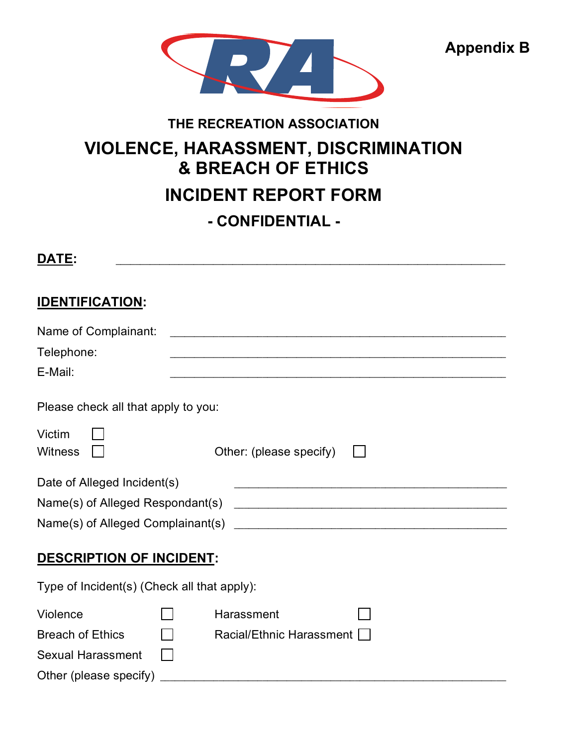**Appendix B**

THE RECREATION ASSOCIATION

# VIOLENCE, HARASSMENT, DISCRIMINATION & BREACH OF ETHICS

# INCIDENT REPORT FORM

## - CONFIDENTIAL -

**DATE**: ______________________________________________

**IDENTIFICATION**:

Name of Complainant: ______________________________________________

Telephone: ______________________________________________

E-Mail: ______________________________________________

Please check all that apply to you:

Victim ☐

Witness ☐

Other: (please specify) ☐

Date of Alleged Incident(s) ______________________________________

Name(s) of Alleged Respondant(s) ______________________________________

Name(s) of Alleged Complainant(s) ______________________________________

**DESCRIPTION OF INCIDENT**:

Type of Incident(s) (Check all that apply):

Violence ☐

Harassment ☐

Breach of Ethics ☐

Racial/Ethnic Harassment ☐

Sexual Harassment ☐

Other (please specify) ______________________________________________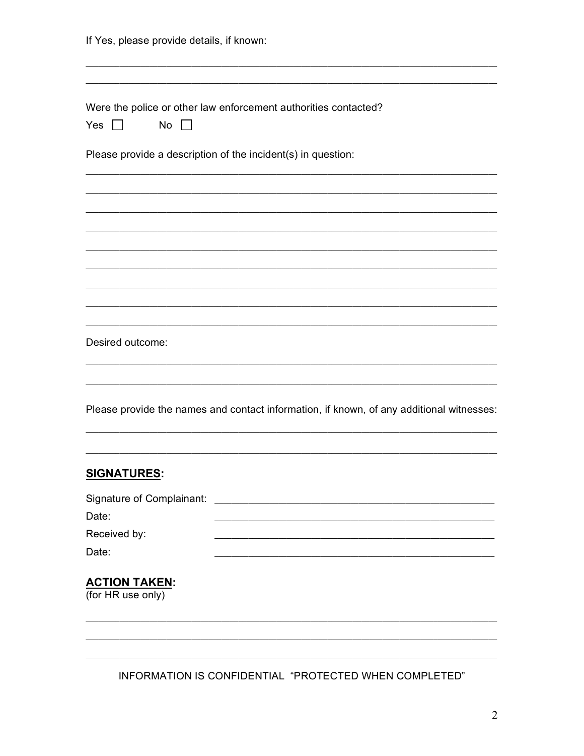If Yes, please provide details, if known:

\_\_\_\_\_\_\_\_\_\_\_\_\_\_\_\_\_\_\_\_\_\_\_\_\_\_\_\_\_\_\_\_\_\_\_\_\_\_\_\_\_\_\_\_\_\_\_\_\_\_\_\_\_\_\_\_\_\_\_\_\_\_\_\_\_\_\_\_\_\_

\_\_\_\_\_\_\_\_\_\_\_\_\_\_\_\_\_\_\_\_\_\_\_\_\_\_\_\_\_\_\_\_\_\_\_\_\_\_\_\_\_\_\_\_\_\_\_\_\_\_\_\_\_\_\_\_\_\_\_\_\_\_\_\_\_\_\_\_\_\_

Were the police or other law enforcement authorities contacted?

Yes ☐ No ☐

Please provide a description of the incident(s) in question:

\_\_\_\_\_\_\_\_\_\_\_\_\_\_\_\_\_\_\_\_\_\_\_\_\_\_\_\_\_\_\_\_\_\_\_\_\_\_\_\_\_\_\_\_\_\_\_\_\_\_\_\_\_\_\_\_\_\_\_\_\_\_\_\_\_\_\_\_\_\_

\_\_\_\_\_\_\_\_\_\_\_\_\_\_\_\_\_\_\_\_\_\_\_\_\_\_\_\_\_\_\_\_\_\_\_\_\_\_\_\_\_\_\_\_\_\_\_\_\_\_\_\_\_\_\_\_\_\_\_\_\_\_\_\_\_\_\_\_\_\_

\_\_\_\_\_\_\_\_\_\_\_\_\_\_\_\_\_\_\_\_\_\_\_\_\_\_\_\_\_\_\_\_\_\_\_\_\_\_\_\_\_\_\_\_\_\_\_\_\_\_\_\_\_\_\_\_\_\_\_\_\_\_\_\_\_\_\_\_\_\_

\_\_\_\_\_\_\_\_\_\_\_\_\_\_\_\_\_\_\_\_\_\_\_\_\_\_\_\_\_\_\_\_\_\_\_\_\_\_\_\_\_\_\_\_\_\_\_\_\_\_\_\_\_\_\_\_\_\_\_\_\_\_\_\_\_\_\_\_\_\_

\_\_\_\_\_\_\_\_\_\_\_\_\_\_\_\_\_\_\_\_\_\_\_\_\_\_\_\_\_\_\_\_\_\_\_\_\_\_\_\_\_\_\_\_\_\_\_\_\_\_\_\_\_\_\_\_\_\_\_\_\_\_\_\_\_\_\_\_\_\_

\_\_\_\_\_\_\_\_\_\_\_\_\_\_\_\_\_\_\_\_\_\_\_\_\_\_\_\_\_\_\_\_\_\_\_\_\_\_\_\_\_\_\_\_\_\_\_\_\_\_\_\_\_\_\_\_\_\_\_\_\_\_\_\_\_\_\_\_\_\_

\_\_\_\_\_\_\_\_\_\_\_\_\_\_\_\_\_\_\_\_\_\_\_\_\_\_\_\_\_\_\_\_\_\_\_\_\_\_\_\_\_\_\_\_\_\_\_\_\_\_\_\_\_\_\_\_\_\_\_\_\_\_\_\_\_\_\_\_\_\_

\_\_\_\_\_\_\_\_\_\_\_\_\_\_\_\_\_\_\_\_\_\_\_\_\_\_\_\_\_\_\_\_\_\_\_\_\_\_\_\_\_\_\_\_\_\_\_\_\_\_\_\_\_\_\_\_\_\_\_\_\_\_\_\_\_\_\_\_\_\_

\_\_\_\_\_\_\_\_\_\_\_\_\_\_\_\_\_\_\_\_\_\_\_\_\_\_\_\_\_\_\_\_\_\_\_\_\_\_\_\_\_\_\_\_\_\_\_\_\_\_\_\_\_\_\_\_\_\_\_\_\_\_\_\_\_\_\_\_\_\_

Desired outcome:

\_\_\_\_\_\_\_\_\_\_\_\_\_\_\_\_\_\_\_\_\_\_\_\_\_\_\_\_\_\_\_\_\_\_\_\_\_\_\_\_\_\_\_\_\_\_\_\_\_\_\_\_\_\_\_\_\_\_\_\_\_\_\_\_\_\_\_\_\_\_

\_\_\_\_\_\_\_\_\_\_\_\_\_\_\_\_\_\_\_\_\_\_\_\_\_\_\_\_\_\_\_\_\_\_\_\_\_\_\_\_\_\_\_\_\_\_\_\_\_\_\_\_\_\_\_\_\_\_\_\_\_\_\_\_\_\_\_\_\_\_

Please provide the names and contact information, if known, of any additional witnesses:

\_\_\_\_\_\_\_\_\_\_\_\_\_\_\_\_\_\_\_\_\_\_\_\_\_\_\_\_\_\_\_\_\_\_\_\_\_\_\_\_\_\_\_\_\_\_\_\_\_\_\_\_\_\_\_\_\_\_\_\_\_\_\_\_\_\_\_\_\_\_

\_\_\_\_\_\_\_\_\_\_\_\_\_\_\_\_\_\_\_\_\_\_\_\_\_\_\_\_\_\_\_\_\_\_\_\_\_\_\_\_\_\_\_\_\_\_\_\_\_\_\_\_\_\_\_\_\_\_\_\_\_\_\_\_\_\_\_\_\_\_

## SIGNATURES:

| | |
|---|---|
| Signature of Complainant: | \_\_\_\_\_\_\_\_\_\_\_\_\_\_\_\_\_\_\_\_\_\_\_\_\_\_\_\_\_\_\_\_\_\_\_\_\_\_\_\_\_\_\_\_\_\_\_\_ |
| Date: | \_\_\_\_\_\_\_\_\_\_\_\_\_\_\_\_\_\_\_\_\_\_\_\_\_\_\_\_\_\_\_\_\_\_\_\_\_\_\_\_\_\_\_\_\_\_\_\_ |
| Received by: | \_\_\_\_\_\_\_\_\_\_\_\_\_\_\_\_\_\_\_\_\_\_\_\_\_\_\_\_\_\_\_\_\_\_\_\_\_\_\_\_\_\_\_\_\_\_\_\_ |
| Date: | \_\_\_\_\_\_\_\_\_\_\_\_\_\_\_\_\_\_\_\_\_\_\_\_\_\_\_\_\_\_\_\_\_\_\_\_\_\_\_\_\_\_\_\_\_\_\_\_ |

## ACTION TAKEN:
(for HR use only)

\_\_\_\_\_\_\_\_\_\_\_\_\_\_\_\_\_\_\_\_\_\_\_\_\_\_\_\_\_\_\_\_\_\_\_\_\_\_\_\_\_\_\_\_\_\_\_\_\_\_\_\_\_\_\_\_\_\_\_\_\_\_\_\_\_\_\_\_\_\_

\_\_\_\_\_\_\_\_\_\_\_\_\_\_\_\_\_\_\_\_\_\_\_\_\_\_\_\_\_\_\_\_\_\_\_\_\_\_\_\_\_\_\_\_\_\_\_\_\_\_\_\_\_\_\_\_\_\_\_\_\_\_\_\_\_\_\_\_\_\_

\_\_\_\_\_\_\_\_\_\_\_\_\_\_\_\_\_\_\_\_\_\_\_\_\_\_\_\_\_\_\_\_\_\_\_\_\_\_\_\_\_\_\_\_\_\_\_\_\_\_\_\_\_\_\_\_\_\_\_\_\_\_\_\_\_\_\_\_\_\_

INFORMATION IS CONFIDENTIAL "PROTECTED WHEN COMPLETED"